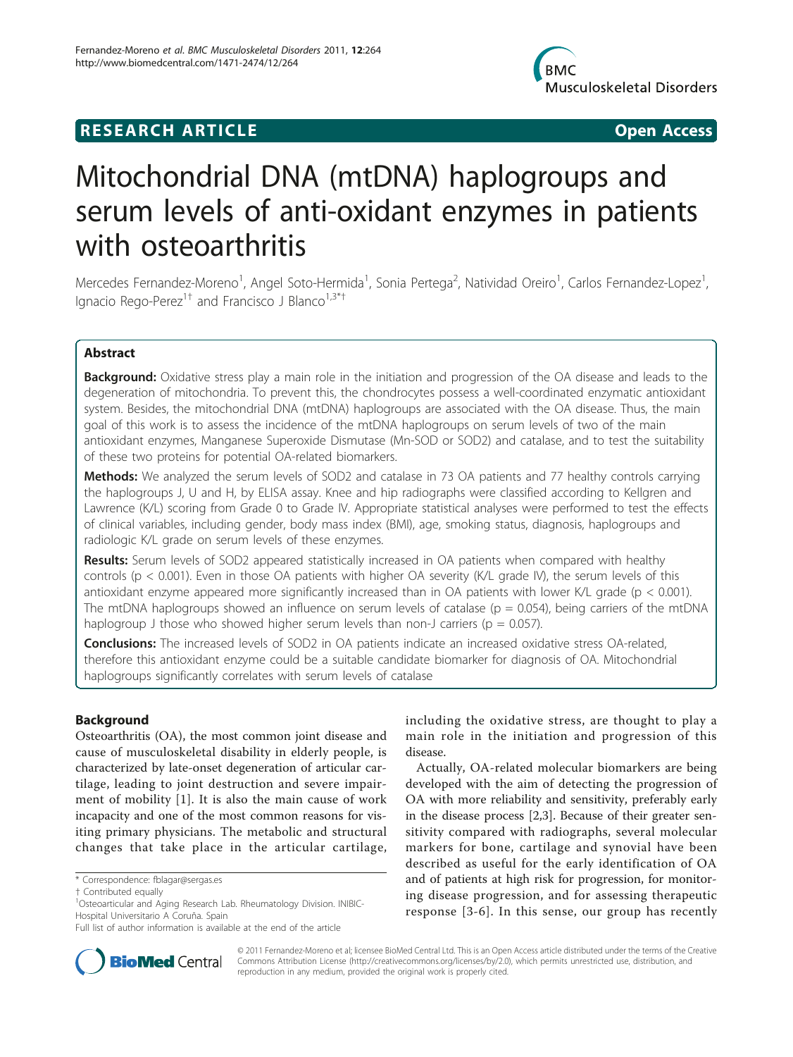**RESEARCH ARTICLE** **Open Access**

# Mitochondrial DNA (mtDNA) haplogroups and serum levels of anti-oxidant enzymes in patients with osteoarthritis

Mercedes Fernandez-Moreno[1], Angel Soto-Hermida[1], Sonia Pertega[2], Natividad Oreiro[1], Carlos Fernandez-Lopez[1], Ignacio Rego-Perez[1†] and Francisco J Blanco[1,3*†]

## Abstract

**Background:** Oxidative stress play a main role in the initiation and progression of the OA disease and leads to the degeneration of mitochondria. To prevent this, the chondrocytes possess a well-coordinated enzymatic antioxidant system. Besides, the mitochondrial DNA (mtDNA) haplogroups are associated with the OA disease. Thus, the main goal of this work is to assess the incidence of the mtDNA haplogroups on serum levels of two of the main antioxidant enzymes, Manganese Superoxide Dismutase (Mn-SOD or SOD2) and catalase, and to test the suitability of these two proteins for potential OA-related biomarkers.

**Methods:** We analyzed the serum levels of SOD2 and catalase in 73 OA patients and 77 healthy controls carrying the haplogroups J, U and H, by ELISA assay. Knee and hip radiographs were classified according to Kellgren and Lawrence (K/L) scoring from Grade 0 to Grade IV. Appropriate statistical analyses were performed to test the effects of clinical variables, including gender, body mass index (BMI), age, smoking status, diagnosis, haplogroups and radiologic K/L grade on serum levels of these enzymes.

**Results:** Serum levels of SOD2 appeared statistically increased in OA patients when compared with healthy controls ($p < 0.001$). Even in those OA patients with higher OA severity (K/L grade IV), the serum levels of this antioxidant enzyme appeared more significantly increased than in OA patients with lower K/L grade ($p < 0.001$). The mtDNA haplogroups showed an influence on serum levels of catalase ($p = 0.054$), being carriers of the mtDNA haplogroup J those who showed higher serum levels than non-J carriers ($p = 0.057$).

**Conclusions:** The increased levels of SOD2 in OA patients indicate an increased oxidative stress OA-related, therefore this antioxidant enzyme could be a suitable candidate biomarker for diagnosis of OA. Mitochondrial haplogroups significantly correlates with serum levels of catalase

## Background

Osteoarthritis (OA), the most common joint disease and cause of musculoskeletal disability in elderly people, is characterized by late-onset degeneration of articular cartilage, leading to joint destruction and severe impairment of mobility [1]. It is also the main cause of work incapacity and one of the most common reasons for visiting primary physicians. The metabolic and structural changes that take place in the articular cartilage, including the oxidative stress, are thought to play a main role in the initiation and progression of this disease.

Actually, OA-related molecular biomarkers are being developed with the aim of detecting the progression of OA with more reliability and sensitivity, preferably early in the disease process [2,3]. Because of their greater sensitivity compared with radiographs, several molecular markers for bone, cartilage and synovial have been described as useful for the early identification of OA and of patients at high risk for progression, for monitoring disease progression, and for assessing therapeutic response [3-6]. In this sense, our group has recently

\* Correspondence: fblagar@sergas.es

† Contributed equally

[1]Osteoarticular and Aging Research Lab. Rheumatology Division. INIBIC-Hospital Universitario A Coruña. Spain

Full list of author information is available at the end of the article

© 2011 Fernandez-Moreno et al; licensee BioMed Central Ltd. This is an Open Access article distributed under the terms of the Creative Commons Attribution License (http://creativecommons.org/licenses/by/2.0), which permits unrestricted use, distribution, and reproduction in any medium, provided the original work is properly cited.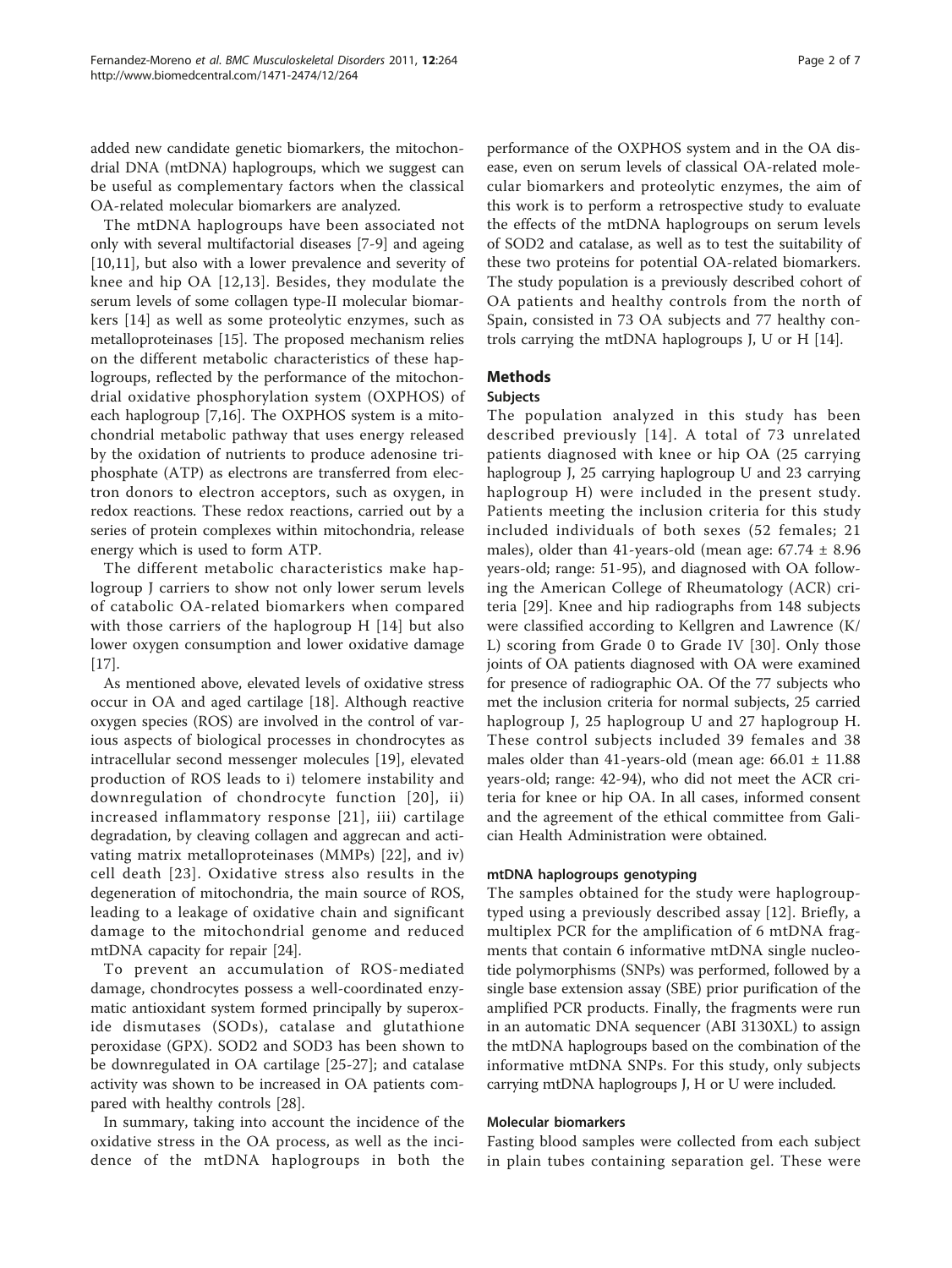added new candidate genetic biomarkers, the mitochondrial DNA (mtDNA) haplogroups, which we suggest can be useful as complementary factors when the classical OA-related molecular biomarkers are analyzed.

The mtDNA haplogroups have been associated not only with several multifactorial diseases [7-9] and ageing [10,11], but also with a lower prevalence and severity of knee and hip OA [12,13]. Besides, they modulate the serum levels of some collagen type-II molecular biomarkers [14] as well as some proteolytic enzymes, such as metalloproteinases [15]. The proposed mechanism relies on the different metabolic characteristics of these haplogroups, reflected by the performance of the mitochondrial oxidative phosphorylation system (OXPHOS) of each haplogroup [7,16]. The OXPHOS system is a mitochondrial metabolic pathway that uses energy released by the oxidation of nutrients to produce adenosine triphosphate (ATP) as electrons are transferred from electron donors to electron acceptors, such as oxygen, in redox reactions. These redox reactions, carried out by a series of protein complexes within mitochondria, release energy which is used to form ATP.

The different metabolic characteristics make haplogroup J carriers to show not only lower serum levels of catabolic OA-related biomarkers when compared with those carriers of the haplogroup H [14] but also lower oxygen consumption and lower oxidative damage [17].

As mentioned above, elevated levels of oxidative stress occur in OA and aged cartilage [18]. Although reactive oxygen species (ROS) are involved in the control of various aspects of biological processes in chondrocytes as intracellular second messenger molecules [19], elevated production of ROS leads to i) telomere instability and downregulation of chondrocyte function [20], ii) increased inflammatory response [21], iii) cartilage degradation, by cleaving collagen and aggrecan and activating matrix metalloproteinases (MMPs) [22], and iv) cell death [23]. Oxidative stress also results in the degeneration of mitochondria, the main source of ROS, leading to a leakage of oxidative chain and significant damage to the mitochondrial genome and reduced mtDNA capacity for repair [24].

To prevent an accumulation of ROS-mediated damage, chondrocytes possess a well-coordinated enzymatic antioxidant system formed principally by superoxide dismutases (SODs), catalase and glutathione peroxidase (GPX). SOD2 and SOD3 has been shown to be downregulated in OA cartilage [25-27]; and catalase activity was shown to be increased in OA patients compared with healthy controls [28].

In summary, taking into account the incidence of the oxidative stress in the OA process, as well as the incidence of the mtDNA haplogroups in both the performance of the OXPHOS system and in the OA disease, even on serum levels of classical OA-related molecular biomarkers and proteolytic enzymes, the aim of this work is to perform a retrospective study to evaluate the effects of the mtDNA haplogroups on serum levels of SOD2 and catalase, as well as to test the suitability of these two proteins for potential OA-related biomarkers. The study population is a previously described cohort of OA patients and healthy controls from the north of Spain, consisted in 73 OA subjects and 77 healthy controls carrying the mtDNA haplogroups J, U or H [14].

## Methods

### Subjects

The population analyzed in this study has been described previously [14]. A total of 73 unrelated patients diagnosed with knee or hip OA (25 carrying haplogroup J, 25 carrying haplogroup U and 23 carrying haplogroup H) were included in the present study. Patients meeting the inclusion criteria for this study included individuals of both sexes (52 females; 21 males), older than 41-years-old (mean age: $67.74 \pm 8.96$ years-old; range: 51-95), and diagnosed with OA following the American College of Rheumatology (ACR) criteria [29]. Knee and hip radiographs from 148 subjects were classified according to Kellgren and Lawrence (K/L) scoring from Grade 0 to Grade IV [30]. Only those joints of OA patients diagnosed with OA were examined for presence of radiographic OA. Of the 77 subjects who met the inclusion criteria for normal subjects, 25 carried haplogroup J, 25 haplogroup U and 27 haplogroup H. These control subjects included 39 females and 38 males older than 41-years-old (mean age: $66.01 \pm 11.88$ years-old; range: 42-94), who did not meet the ACR criteria for knee or hip OA. In all cases, informed consent and the agreement of the ethical committee from Galician Health Administration were obtained.

#### mtDNA haplogroups genotyping

The samples obtained for the study were haplogroup-typed using a previously described assay [12]. Briefly, a multiplex PCR for the amplification of 6 mtDNA fragments that contain 6 informative mtDNA single nucleotide polymorphisms (SNPs) was performed, followed by a single base extension assay (SBE) prior purification of the amplified PCR products. Finally, the fragments were run in an automatic DNA sequencer (ABI 3130XL) to assign the mtDNA haplogroups based on the combination of the informative mtDNA SNPs. For this study, only subjects carrying mtDNA haplogroups J, H or U were included.

#### Molecular biomarkers

Fasting blood samples were collected from each subject in plain tubes containing separation gel. These were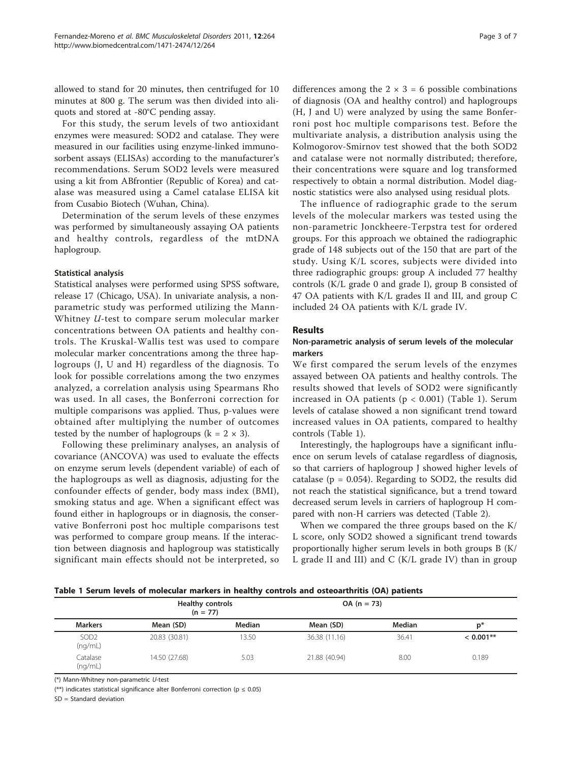allowed to stand for 20 minutes, then centrifuged for 10 minutes at 800 g. The serum was then divided into aliquots and stored at -80°C pending assay.

For this study, the serum levels of two antioxidant enzymes were measured: SOD2 and catalase. They were measured in our facilities using enzyme-linked immunosorbent assays (ELISAs) according to the manufacturer's recommendations. Serum SOD2 levels were measured using a kit from ABfrontier (Republic of Korea) and catalase was measured using a Camel catalase ELISA kit from Cusabio Biotech (Wuhan, China).

Determination of the serum levels of these enzymes was performed by simultaneously assaying OA patients and healthy controls, regardless of the mtDNA haplogroup.

### Statistical analysis

Statistical analyses were performed using SPSS software, release 17 (Chicago, USA). In univariate analysis, a non-parametric study was performed utilizing the Mann-Whitney *U*-test to compare serum molecular marker concentrations between OA patients and healthy controls. The Kruskal-Wallis test was used to compare molecular marker concentrations among the three haplogroups (J, U and H) regardless of the diagnosis. To look for possible correlations among the two enzymes analyzed, a correlation analysis using Spearmans Rho was used. In all cases, the Bonferroni correction for multiple comparisons was applied. Thus, p-values were obtained after multiplying the number of outcomes tested by the number of haplogroups ($k = 2 \times 3$).

Following these preliminary analyses, an analysis of covariance (ANCOVA) was used to evaluate the effects on enzyme serum levels (dependent variable) of each of the haplogroups as well as diagnosis, adjusting for the confounder effects of gender, body mass index (BMI), smoking status and age. When a significant effect was found either in haplogroups or in diagnosis, the conservative Bonferroni post hoc multiple comparisons test was performed to compare group means. If the interaction between diagnosis and haplogroup was statistically significant main effects should not be interpreted, so differences among the $2 \times 3 = 6$ possible combinations of diagnosis (OA and healthy control) and haplogroups (H, J and U) were analyzed by using the same Bonferroni post hoc multiple comparisons test. Before the multivariate analysis, a distribution analysis using the Kolmogorov-Smirnov test showed that the both SOD2 and catalase were not normally distributed; therefore, their concentrations were square and log transformed respectively to obtain a normal distribution. Model diagnostic statistics were also analysed using residual plots.

The influence of radiographic grade to the serum levels of the molecular markers was tested using the non-parametric Jonckheere-Terpstra test for ordered groups. For this approach we obtained the radiographic grade of 148 subjects out of the 150 that are part of the study. Using K/L scores, subjects were divided into three radiographic groups: group A included 77 healthy controls (K/L grade 0 and grade I), group B consisted of 47 OA patients with K/L grades II and III, and group C included 24 OA patients with K/L grade IV.

## Results

### Non-parametric analysis of serum levels of the molecular markers

We first compared the serum levels of the enzymes assayed between OA patients and healthy controls. The results showed that levels of SOD2 were significantly increased in OA patients ($p < 0.001$) (Table 1). Serum levels of catalase showed a non significant trend toward increased values in OA patients, compared to healthy controls (Table 1).

Interestingly, the haplogroups have a significant influence on serum levels of catalase regardless of diagnosis, so that carriers of haplogroup J showed higher levels of catalase ($p = 0.054$). Regarding to SOD2, the results did not reach the statistical significance, but a trend toward decreased serum levels in carriers of haplogroup H compared with non-H carriers was detected (Table 2).

When we compared the three groups based on the K/L score, only SOD2 showed a significant trend towards proportionally higher serum levels in both groups B (K/L grade II and III) and C (K/L grade IV) than in group

**Table 1 Serum levels of molecular markers in healthy controls and osteoarthritis (OA) patients**

| | Healthy controls (n = 77) | | OA (n = 73) | | |
|---|---|---|---|---|---|
| **Markers** | **Mean (SD)** | **Median** | **Mean (SD)** | **Median** | **p*** |
| SOD2 (ng/mL) | 20.83 (30.81) | 13.50 | 36.38 (11.16) | 36.41 | < 0.001** |
| Catalase (ng/mL) | 14.50 (27.68) | 5.03 | 21.88 (40.94) | 8.00 | 0.189 |

(*) Mann-Whitney non-parametric *U*-test

(**) indicates statistical significance alter Bonferroni correction ($p \leq 0.05$)

SD = Standard deviation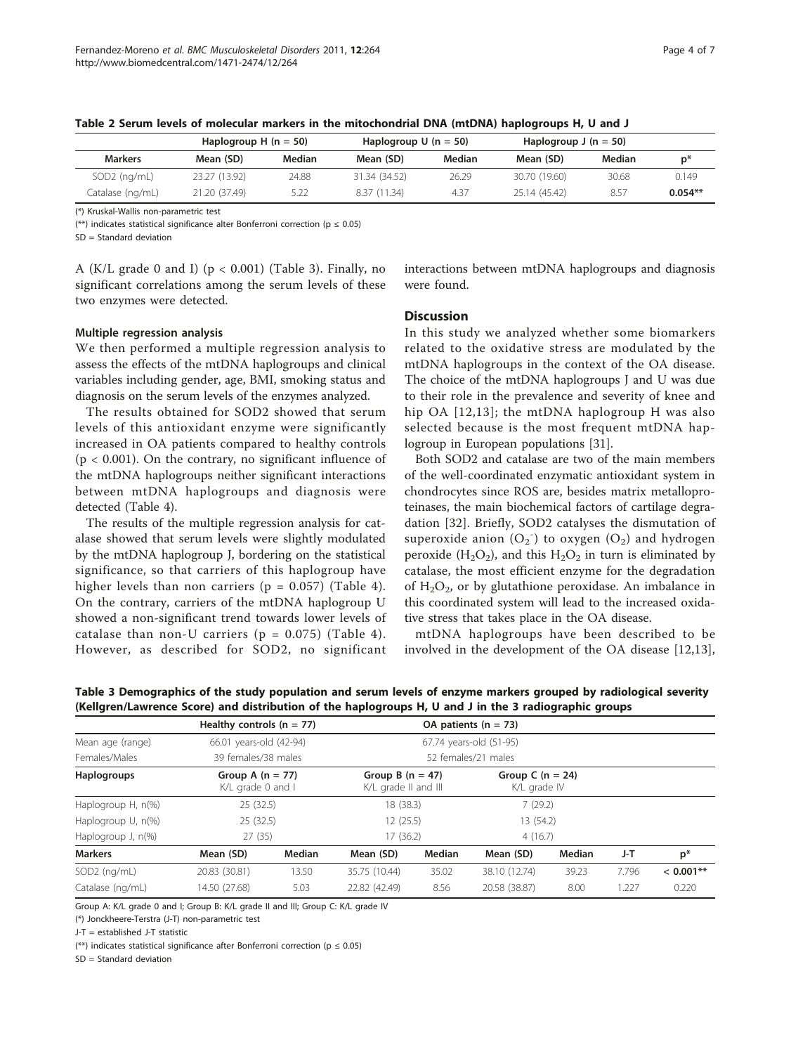**Table 2 Serum levels of molecular markers in the mitochondrial DNA (mtDNA) haplogroups H, U and J**

| | Haplogroup H (n = 50) | | Haplogroup U (n = 50) | | Haplogroup J (n = 50) | | |
|---|---|---|---|---|---|---|---|
| **Markers** | **Mean (SD)** | **Median** | **Mean (SD)** | **Median** | **Mean (SD)** | **Median** | **p*** |
| SOD2 (ng/mL) | 23.27 (13.92) | 24.88 | 31.34 (34.52) | 26.29 | 30.70 (19.60) | 30.68 | 0.149 |
| Catalase (ng/mL) | 21.20 (37.49) | 5.22 | 8.37 (11.34) | 4.37 | 25.14 (45.42) | 8.57 | **0.054**** |

(*) Kruskal-Wallis non-parametric test

(**) indicates statistical significance alter Bonferroni correction ($p \leq 0.05$)

SD = Standard deviation

A (K/L grade 0 and I) ($p < 0.001$) (Table 3). Finally, no significant correlations among the serum levels of these two enzymes were detected.

### Multiple regression analysis

We then performed a multiple regression analysis to assess the effects of the mtDNA haplogroups and clinical variables including gender, age, BMI, smoking status and diagnosis on the serum levels of the enzymes analyzed.

The results obtained for SOD2 showed that serum levels of this antioxidant enzyme were significantly increased in OA patients compared to healthy controls ($p < 0.001$). On the contrary, no significant influence of the mtDNA haplogroups neither significant interactions between mtDNA haplogroups and diagnosis were detected (Table 4).

The results of the multiple regression analysis for catalase showed that serum levels were slightly modulated by the mtDNA haplogroup J, bordering on the statistical significance, so that carriers of this haplogroup have higher levels than non carriers ($p = 0.057$) (Table 4). On the contrary, carriers of the mtDNA haplogroup U showed a non-significant trend towards lower levels of catalase than non-U carriers ($p = 0.075$) (Table 4). However, as described for SOD2, no significant interactions between mtDNA haplogroups and diagnosis were found.

## Discussion

In this study we analyzed whether some biomarkers related to the oxidative stress are modulated by the mtDNA haplogroups in the context of the OA disease. The choice of the mtDNA haplogroups J and U was due to their role in the prevalence and severity of knee and hip OA [12,13]; the mtDNA haplogroup H was also selected because is the most frequent mtDNA haplogroup in European populations [31].

Both SOD2 and catalase are two of the main members of the well-coordinated enzymatic antioxidant system in chondrocytes since ROS are, besides matrix metalloproteinases, the main biochemical factors of cartilage degradation [32]. Briefly, SOD2 catalyses the dismutation of superoxide anion ($O_2^-$) to oxygen ($O_2$) and hydrogen peroxide ($H_2O_2$), and this $H_2O_2$ in turn is eliminated by catalase, the most efficient enzyme for the degradation of $H_2O_2$, or by glutathione peroxidase. An imbalance in this coordinated system will lead to the increased oxidative stress that takes place in the OA disease.

mtDNA haplogroups have been described to be involved in the development of the OA disease [12,13],

**Table 3 Demographics of the study population and serum levels of enzyme markers grouped by radiological severity (Kellgren/Lawrence Score) and distribution of the haplogroups H, U and J in the 3 radiographic groups**

| | Healthy controls (n = 77) | | OA patients (n = 73) | | | | | |
|---|---|---|---|---|---|---|---|---|
| Mean age (range) | 66.01 years-old (42-94) | | 67.74 years-old (51-95) | | | | | |
| Females/Males | 39 females/38 males | | 52 females/21 males | | | | | |
| **Haplogroups** | Group A (n = 77) K/L grade 0 and I | | Group B (n = 47) K/L grade II and III | | Group C (n = 24) K/L grade IV | | | |
| Haplogroup H, n(%) | 25 (32.5) | | 18 (38.3) | | 7 (29.2) | | | |
| Haplogroup U, n(%) | 25 (32.5) | | 12 (25.5) | | 13 (54.2) | | | |
| Haplogroup J, n(%) | 27 (35) | | 17 (36.2) | | 4 (16.7) | | | |
| **Markers** | **Mean (SD)** | **Median** | **Mean (SD)** | **Median** | **Mean (SD)** | **Median** | **J-T** | **p*** |
| SOD2 (ng/mL) | 20.83 (30.81) | 13.50 | 35.75 (10.44) | 35.02 | 38.10 (12.74) | 39.23 | 7.796 | **< 0.001**** |
| Catalase (ng/mL) | 14.50 (27.68) | 5.03 | 22.82 (42.49) | 8.56 | 20.58 (38.87) | 8.00 | 1.227 | 0.220 |

Group A: K/L grade 0 and I; Group B: K/L grade II and III; Group C: K/L grade IV

(*) Jonckheere-Terstra (J-T) non-parametric test

J-T = established J-T statistic

(**) indicates statistical significance after Bonferroni correction ($p \leq 0.05$)

SD = Standard deviation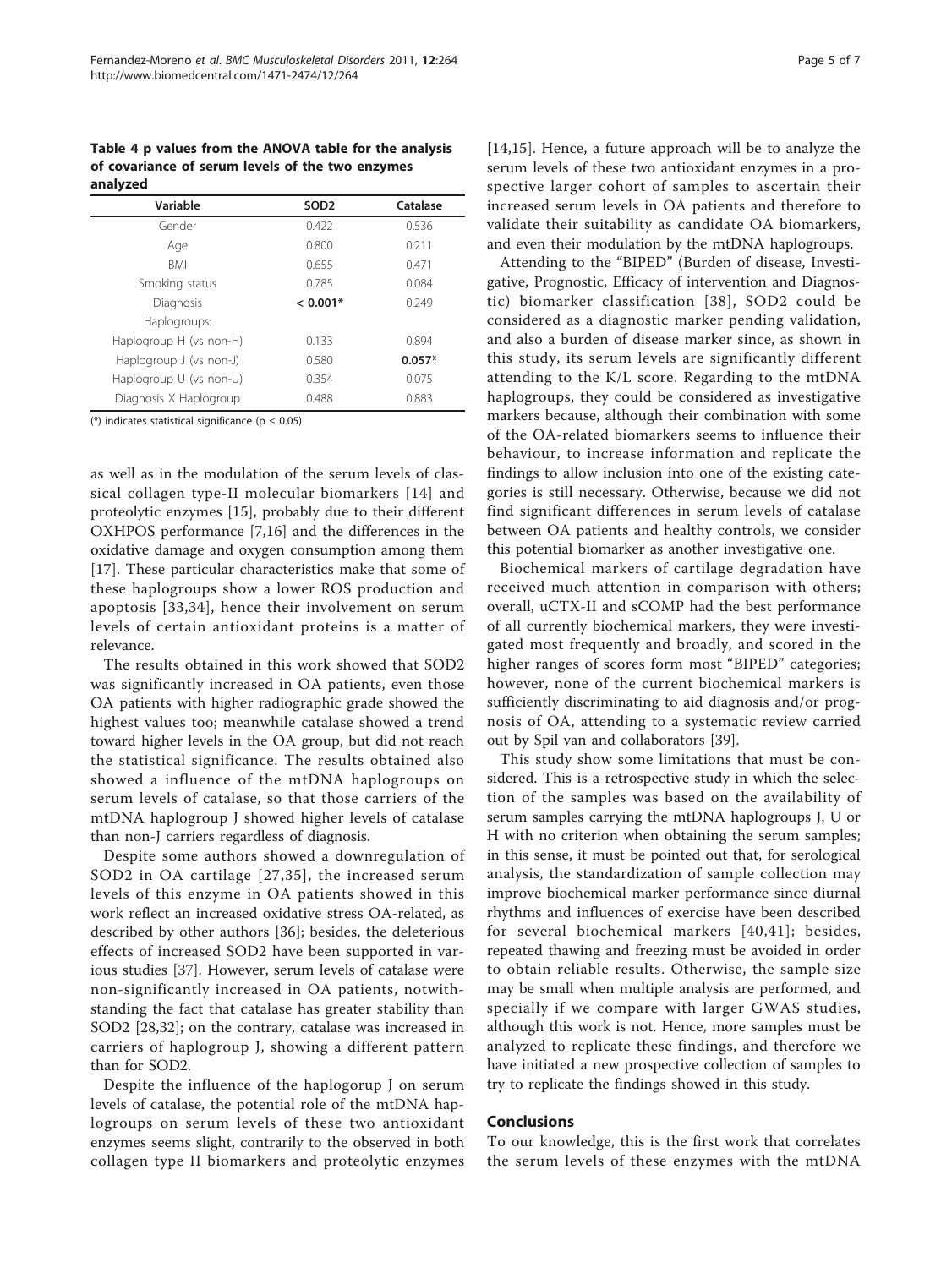**Table 4 p values from the ANOVA table for the analysis of covariance of serum levels of the two enzymes analyzed**

| Variable | SOD2 | Catalase |
|---|---|---|
| Gender | 0.422 | 0.536 |
| Age | 0.800 | 0.211 |
| BMI | 0.655 | 0.471 |
| Smoking status | 0.785 | 0.084 |
| Diagnosis | **< 0.001*** | 0.249 |
| Haplogroups: | | |
| Haplogroup H (vs non-H) | 0.133 | 0.894 |
| Haplogroup J (vs non-J) | 0.580 | **0.057*** |
| Haplogroup U (vs non-U) | 0.354 | 0.075 |
| Diagnosis X Haplogroup | 0.488 | 0.883 |

(*) indicates statistical significance ($p \leq 0.05$)

as well as in the modulation of the serum levels of classical collagen type-II molecular biomarkers [14] and proteolytic enzymes [15], probably due to their different OXHPOS performance [7,16] and the differences in the oxidative damage and oxygen consumption among them [17]. These particular characteristics make that some of these haplogroups show a lower ROS production and apoptosis [33,34], hence their involvement on serum levels of certain antioxidant proteins is a matter of relevance.

The results obtained in this work showed that SOD2 was significantly increased in OA patients, even those OA patients with higher radiographic grade showed the highest values too; meanwhile catalase showed a trend toward higher levels in the OA group, but did not reach the statistical significance. The results obtained also showed a influence of the mtDNA haplogroups on serum levels of catalase, so that those carriers of the mtDNA haplogroup J showed higher levels of catalase than non-J carriers regardless of diagnosis.

Despite some authors showed a downregulation of SOD2 in OA cartilage [27,35], the increased serum levels of this enzyme in OA patients showed in this work reflect an increased oxidative stress OA-related, as described by other authors [36]; besides, the deleterious effects of increased SOD2 have been supported in various studies [37]. However, serum levels of catalase were non-significantly increased in OA patients, notwithstanding the fact that catalase has greater stability than SOD2 [28,32]; on the contrary, catalase was increased in carriers of haplogroup J, showing a different pattern than for SOD2.

Despite the influence of the haplogorup J on serum levels of catalase, the potential role of the mtDNA haplogroups on serum levels of these two antioxidant enzymes seems slight, contrarily to the observed in both collagen type II biomarkers and proteolytic enzymes [14,15]. Hence, a future approach will be to analyze the serum levels of these two antioxidant enzymes in a prospective larger cohort of samples to ascertain their increased serum levels in OA patients and therefore to validate their suitability as candidate OA biomarkers, and even their modulation by the mtDNA haplogroups.

Attending to the "BIPED" (Burden of disease, Investigative, Prognostic, Efficacy of intervention and Diagnostic) biomarker classification [38], SOD2 could be considered as a diagnostic marker pending validation, and also a burden of disease marker since, as shown in this study, its serum levels are significantly different attending to the K/L score. Regarding to the mtDNA haplogroups, they could be considered as investigative markers because, although their combination with some of the OA-related biomarkers seems to influence their behaviour, to increase information and replicate the findings to allow inclusion into one of the existing categories is still necessary. Otherwise, because we did not find significant differences in serum levels of catalase between OA patients and healthy controls, we consider this potential biomarker as another investigative one.

Biochemical markers of cartilage degradation have received much attention in comparison with others; overall, uCTX-II and sCOMP had the best performance of all currently biochemical markers, they were investigated most frequently and broadly, and scored in the higher ranges of scores form most "BIPED" categories; however, none of the current biochemical markers is sufficiently discriminating to aid diagnosis and/or prognosis of OA, attending to a systematic review carried out by Spil van and collaborators [39].

This study show some limitations that must be considered. This is a retrospective study in which the selection of the samples was based on the availability of serum samples carrying the mtDNA haplogroups J, U or H with no criterion when obtaining the serum samples; in this sense, it must be pointed out that, for serological analysis, the standardization of sample collection may improve biochemical marker performance since diurnal rhythms and influences of exercise have been described for several biochemical markers [40,41]; besides, repeated thawing and freezing must be avoided in order to obtain reliable results. Otherwise, the sample size may be small when multiple analysis are performed, and specially if we compare with larger GWAS studies, although this work is not. Hence, more samples must be analyzed to replicate these findings, and therefore we have initiated a new prospective collection of samples to try to replicate the findings showed in this study.

## Conclusions

To our knowledge, this is the first work that correlates the serum levels of these enzymes with the mtDNA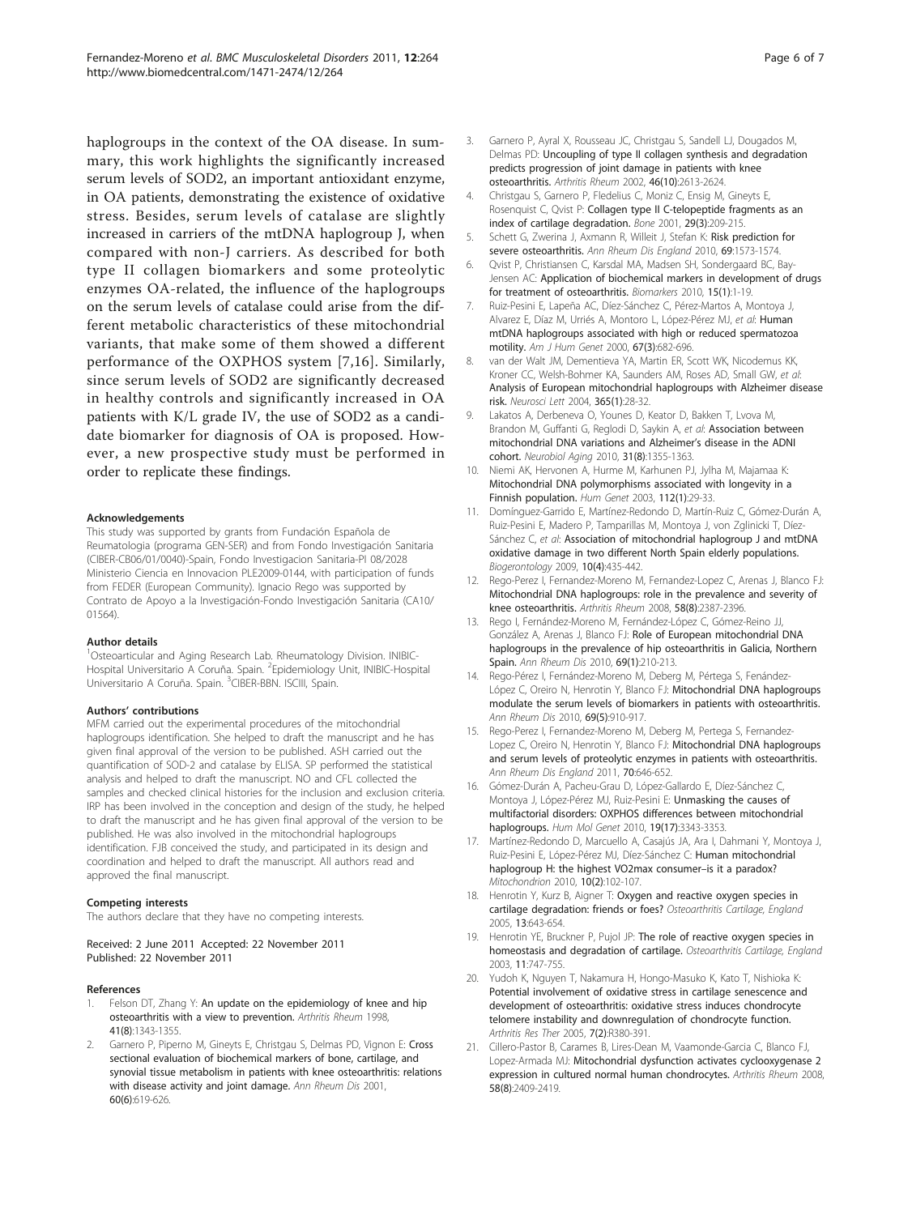haplogroups in the context of the OA disease. In summary, this work highlights the significantly increased serum levels of SOD2, an important antioxidant enzyme, in OA patients, demonstrating the existence of oxidative stress. Besides, serum levels of catalase are slightly increased in carriers of the mtDNA haplogroup J, when compared with non-J carriers. As described for both type II collagen biomarkers and some proteolytic enzymes OA-related, the influence of the haplogroups on the serum levels of catalase could arise from the different metabolic characteristics of these mitochondrial variants, that make some of them showed a different performance of the OXPHOS system [7,16]. Similarly, since serum levels of SOD2 are significantly decreased in healthy controls and significantly increased in OA patients with K/L grade IV, the use of SOD2 as a candidate biomarker for diagnosis of OA is proposed. However, a new prospective study must be performed in order to replicate these findings.

#### Acknowledgements

This study was supported by grants from Fundación Española de Reumatologia (programa GEN-SER) and from Fondo Investigación Sanitaria (CIBER-CB06/01/0040)-Spain, Fondo Investigacion Sanitaria-PI 08/2028 Ministerio Ciencia en Innovacion PLE2009-0144, with participation of funds from FEDER (European Community). Ignacio Rego was supported by Contrato de Apoyo a la Investigación-Fondo Investigación Sanitaria (CA10/01564).

#### Author details

[1]Osteoarticular and Aging Research Lab. Rheumatology Division. INIBIC-Hospital Universitario A Coruña. Spain. [2]Epidemiology Unit, INIBIC-Hospital Universitario A Coruña. Spain. [3]CIBER-BBN. ISCIII, Spain.

#### Authors' contributions

MFM carried out the experimental procedures of the mitochondrial haplogroups identification. She helped to draft the manuscript and he has given final approval of the version to be published. ASH carried out the quantification of SOD-2 and catalase by ELISA. SP performed the statistical analysis and helped to draft the manuscript. NO and CFL collected the samples and checked clinical histories for the inclusion and exclusion criteria. IRP has been involved in the conception and design of the study, he helped to draft the manuscript and he has given final approval of the version to be published. He was also involved in the mitochondrial haplogroups identification. FJB conceived the study, and participated in its design and coordination and helped to draft the manuscript. All authors read and approved the final manuscript.

#### Competing interests

The authors declare that they have no competing interests.

Received: 2 June 2011 Accepted: 22 November 2011
Published: 22 November 2011

#### References

1. Felson DT, Zhang Y: An update on the epidemiology of knee and hip osteoarthritis with a view to prevention. *Arthritis Rheum* 1998, 41(8):1343-1355.
2. Garnero P, Piperno M, Gineyts E, Christgau S, Delmas PD, Vignon E: Cross sectional evaluation of biochemical markers of bone, cartilage, and synovial tissue metabolism in patients with knee osteoarthritis: relations with disease activity and joint damage. *Ann Rheum Dis* 2001, 60(6):619-626.
3. Garnero P, Ayral X, Rousseau JC, Christgau S, Sandell LJ, Dougados M, Delmas PD: Uncoupling of type II collagen synthesis and degradation predicts progression of joint damage in patients with knee osteoarthritis. *Arthritis Rheum* 2002, 46(10):2613-2624.
4. Christgau S, Garnero P, Fledelius C, Moniz C, Ensig M, Gineyts E, Rosenquist C, Qvist P: Collagen type II C-telopeptide fragments as an index of cartilage degradation. *Bone* 2001, 29(3):209-215.
5. Schett G, Zwerina J, Axmann R, Willeit J, Stefan K: Risk prediction for severe osteoarthritis. *Ann Rheum Dis England* 2010, 69:1573-1574.
6. Qvist P, Christiansen C, Karsdal MA, Madsen SH, Sondergaard BC, Bay-Jensen AC: Application of biochemical markers in development of drugs for treatment of osteoarthritis. *Biomarkers* 2010, 15(1):1-19.
7. Ruiz-Pesini E, Lapeña AC, Díez-Sánchez C, Pérez-Martos A, Montoya J, Alvarez E, Díaz M, Urriés A, Montoro L, López-Pérez MJ, *et al*: Human mtDNA haplogroups associated with high or reduced spermatozoa motility. *Am J Hum Genet* 2000, 67(3):682-696.
8. van der Walt JM, Dementieva YA, Martin ER, Scott WK, Nicodemus KK, Kroner CC, Welsh-Bohmer KA, Saunders AM, Roses AD, Small GW, *et al*: Analysis of European mitochondrial haplogroups with Alzheimer disease risk. *Neurosci Lett* 2004, 365(1):28-32.
9. Lakatos A, Derbeneva O, Younes D, Keator D, Bakken T, Lvova M, Brandon M, Guffanti G, Reglodi D, Saykin A, *et al*: Association between mitochondrial DNA variations and Alzheimer's disease in the ADNI cohort. *Neurobiol Aging* 2010, 31(8):1355-1363.
10. Niemi AK, Hervonen A, Hurme M, Karhunen PJ, Jylha M, Majamaa K: Mitochondrial DNA polymorphisms associated with longevity in a Finnish population. *Hum Genet* 2003, 112(1):29-33.
11. Domínguez-Garrido E, Martínez-Redondo D, Martín-Ruiz C, Gómez-Durán A, Ruiz-Pesini E, Madero P, Tamparillas M, Montoya J, von Zglinicki T, Díez-Sánchez C, *et al*: Association of mitochondrial haplogroup J and mtDNA oxidative damage in two different North Spain elderly populations. *Biogerontology* 2009, 10(4):435-442.
12. Rego-Perez I, Fernandez-Moreno M, Fernandez-Lopez C, Arenas J, Blanco FJ: Mitochondrial DNA haplogroups: role in the prevalence and severity of knee osteoarthritis. *Arthritis Rheum* 2008, 58(8):2387-2396.
13. Rego I, Fernández-Moreno M, Fernández-López C, Gómez-Reino JJ, González A, Arenas J, Blanco FJ: Role of European mitochondrial DNA haplogroups in the prevalence of hip osteoarthritis in Galicia, Northern Spain. *Ann Rheum Dis* 2010, 69(1):210-213.
14. Rego-Pérez I, Fernández-Moreno M, Deberg M, Pértega S, Fenández-López C, Oreiro N, Henrotin Y, Blanco FJ: Mitochondrial DNA haplogroups modulate the serum levels of biomarkers in patients with osteoarthritis. *Ann Rheum Dis* 2010, 69(5):910-917.
15. Rego-Perez I, Fernandez-Moreno M, Deberg M, Pertega S, Fernandez-Lopez C, Oreiro N, Henrotin Y, Blanco FJ: Mitochondrial DNA haplogroups and serum levels of proteolytic enzymes in patients with osteoarthritis. *Ann Rheum Dis England* 2011, 70:646-652.
16. Gómez-Durán A, Pacheu-Grau D, López-Gallardo E, Díez-Sánchez C, Montoya J, López-Pérez MJ, Ruiz-Pesini E: Unmasking the causes of multifactorial disorders: OXPHOS differences between mitochondrial haplogroups. *Hum Mol Genet* 2010, 19(17):3343-3353.
17. Martínez-Redondo D, Marcuello A, Casajús JA, Ara I, Dahmani Y, Montoya J, Ruiz-Pesini E, López-Pérez MJ, Díez-Sánchez C: Human mitochondrial haplogroup H: the highest VO2max consumer–is it a paradox? *Mitochondrion* 2010, 10(2):102-107.
18. Henrotin Y, Kurz B, Aigner T: Oxygen and reactive oxygen species in cartilage degradation: friends or foes? *Osteoarthritis Cartilage, England* 2005, 13:643-654.
19. Henrotin YE, Bruckner P, Pujol JP: The role of reactive oxygen species in homeostasis and degradation of cartilage. *Osteoarthritis Cartilage, England* 2003, 11:747-755.
20. Yudoh K, Nguyen T, Nakamura H, Hongo-Masuko K, Kato T, Nishioka K: Potential involvement of oxidative stress in cartilage senescence and development of osteoarthritis: oxidative stress induces chondrocyte telomere instability and downregulation of chondrocyte function. *Arthritis Res Ther* 2005, 7(2):R380-391.
21. Cillero-Pastor B, Carames B, Lires-Dean M, Vaamonde-Garcia C, Blanco FJ, Lopez-Armada MJ: Mitochondrial dysfunction activates cyclooxygenase 2 expression in cultured normal human chondrocytes. *Arthritis Rheum* 2008, 58(8):2409-2419.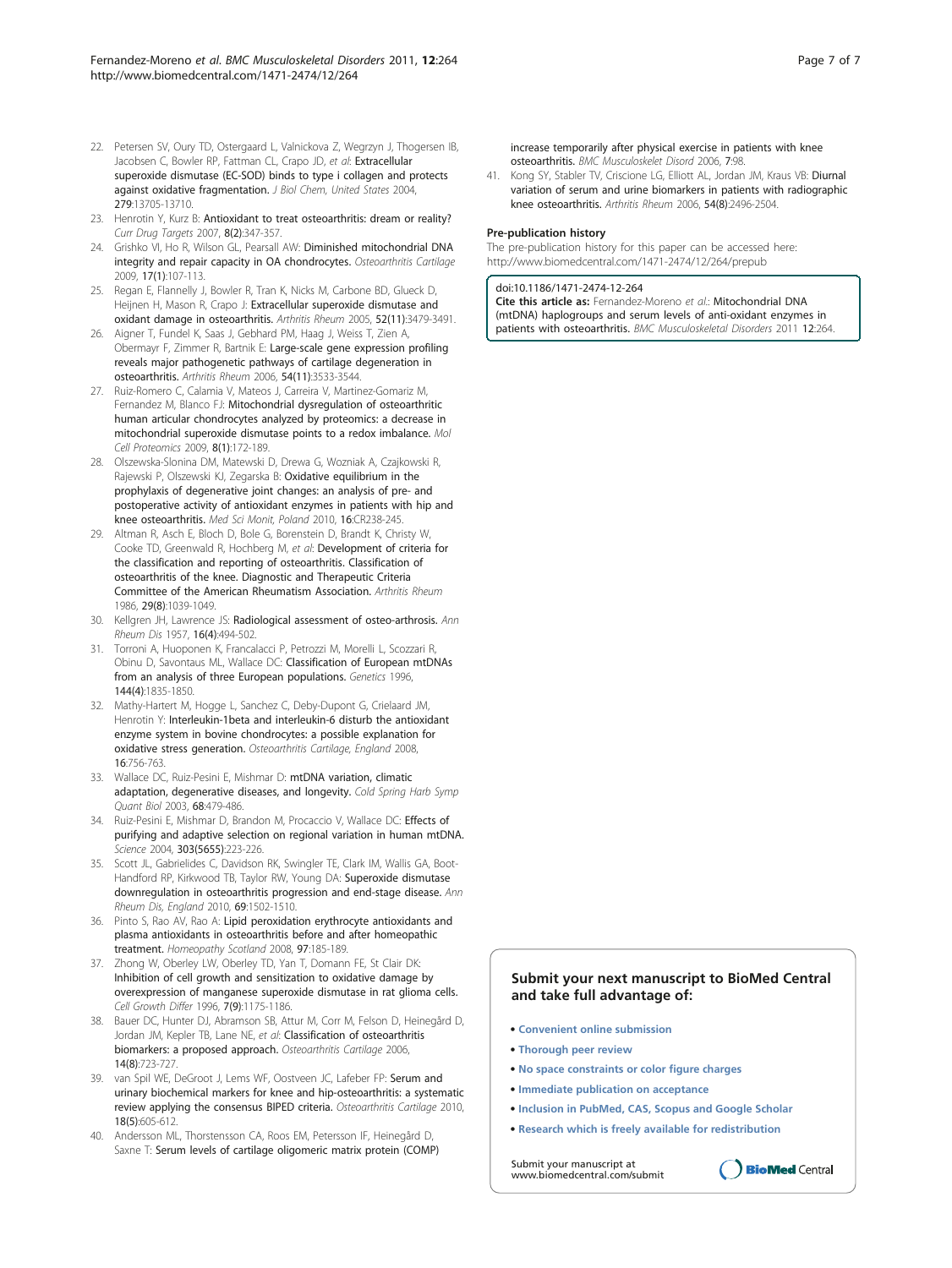22. Petersen SV, Oury TD, Ostergaard L, Valnickova Z, Wegrzyn J, Thogersen IB, Jacobsen C, Bowler RP, Fattman CL, Crapo JD, *et al*: **Extracellular superoxide dismutase (EC-SOD) binds to type i collagen and protects against oxidative fragmentation.** *J Biol Chem, United States* 2004, 279:13705-13710.
23. Henrotin Y, Kurz B: **Antioxidant to treat osteoarthritis: dream or reality?** *Curr Drug Targets* 2007, **8(2)**:347-357.
24. Grishko VI, Ho R, Wilson GL, Pearsall AW: **Diminished mitochondrial DNA integrity and repair capacity in OA chondrocytes.** *Osteoarthritis Cartilage* 2009, **17(1)**:107-113.
25. Regan E, Flannelly J, Bowler R, Tran K, Nicks M, Carbone BD, Glueck D, Heijnen H, Mason R, Crapo J: **Extracellular superoxide dismutase and oxidant damage in osteoarthritis.** *Arthritis Rheum* 2005, **52(11)**:3479-3491.
26. Aigner T, Fundel K, Saas J, Gebhard PM, Haag J, Weiss T, Zien A, Obermayr F, Zimmer R, Bartnik E: **Large-scale gene expression profiling reveals major pathogenetic pathways of cartilage degeneration in osteoarthritis.** *Arthritis Rheum* 2006, **54(11)**:3533-3544.
27. Ruiz-Romero C, Calamia V, Mateos J, Carreira V, Martinez-Gomariz M, Fernandez M, Blanco FJ: **Mitochondrial dysregulation of osteoarthritic human articular chondrocytes analyzed by proteomics: a decrease in mitochondrial superoxide dismutase points to a redox imbalance.** *Mol Cell Proteomics* 2009, **8(1)**:172-189.
28. Olszewska-Slonina DM, Matewski D, Drewa G, Wozniak A, Czajkowski R, Rajewski P, Olszewski KJ, Zegarska B: **Oxidative equilibrium in the prophylaxis of degenerative joint changes: an analysis of pre- and postoperative activity of antioxidant enzymes in patients with hip and knee osteoarthritis.** *Med Sci Monit, Poland* 2010, **16**:CR238-245.
29. Altman R, Asch E, Bloch D, Bole G, Borenstein D, Brandt K, Christy W, Cooke TD, Greenwald R, Hochberg M, *et al*: **Development of criteria for the classification and reporting of osteoarthritis. Classification of osteoarthritis of the knee. Diagnostic and Therapeutic Criteria Committee of the American Rheumatism Association.** *Arthritis Rheum* 1986, **29(8)**:1039-1049.
30. Kellgren JH, Lawrence JS: **Radiological assessment of osteo-arthrosis.** *Ann Rheum Dis* 1957, **16(4)**:494-502.
31. Torroni A, Huoponen K, Francalacci P, Petrozzi M, Morelli L, Scozzari R, Obinu D, Savontaus ML, Wallace DC: **Classification of European mtDNAs from an analysis of three European populations.** *Genetics* 1996, **144(4)**:1835-1850.
32. Mathy-Hartert M, Hogge L, Sanchez C, Deby-Dupont G, Crielaard JM, Henrotin Y: **Interleukin-1beta and interleukin-6 disturb the antioxidant enzyme system in bovine chondrocytes: a possible explanation for oxidative stress generation.** *Osteoarthritis Cartilage, England* 2008, **16**:756-763.
33. Wallace DC, Ruiz-Pesini E, Mishmar D: **mtDNA variation, climatic adaptation, degenerative diseases, and longevity.** *Cold Spring Harb Symp Quant Biol* 2003, **68**:479-486.
34. Ruiz-Pesini E, Mishmar D, Brandon M, Procaccio V, Wallace DC: **Effects of purifying and adaptive selection on regional variation in human mtDNA.** *Science* 2004, **303(5655)**:223-226.
35. Scott JL, Gabrielides C, Davidson RK, Swingler TE, Clark IM, Wallis GA, Boot-Handford RP, Kirkwood TB, Taylor RW, Young DA: **Superoxide dismutase downregulation in osteoarthritis progression and end-stage disease.** *Ann Rheum Dis, England* 2010, **69**:1502-1510.
36. Pinto S, Rao AV, Rao A: **Lipid peroxidation erythrocyte antioxidants and plasma antioxidants in osteoarthritis before and after homeopathic treatment.** *Homeopathy Scotland* 2008, **97**:185-189.
37. Zhong W, Oberley LW, Oberley TD, Yan T, Domann FE, St Clair DK: **Inhibition of cell growth and sensitization to oxidative damage by overexpression of manganese superoxide dismutase in rat glioma cells.** *Cell Growth Differ* 1996, **7(9)**:1175-1186.
38. Bauer DC, Hunter DJ, Abramson SB, Attur M, Corr M, Felson D, Heinegård D, Jordan JM, Kepler TB, Lane NE, *et al*: **Classification of osteoarthritis biomarkers: a proposed approach.** *Osteoarthritis Cartilage* 2006, **14(8)**:723-727.
39. van Spil WE, DeGroot J, Lems WF, Oostveen JC, Lafeber FP: **Serum and urinary biochemical markers for knee and hip-osteoarthritis: a systematic review applying the consensus BIPED criteria.** *Osteoarthritis Cartilage* 2010, **18(5)**:605-612.
40. Andersson ML, Thorstensson CA, Roos EM, Petersson IF, Heinegård D, Saxne T: **Serum levels of cartilage oligomeric matrix protein (COMP) increase temporarily after physical exercise in patients with knee osteoarthritis.** *BMC Musculoskelet Disord* 2006, **7**:98.
41. Kong SY, Stabler TV, Criscione LG, Elliott AL, Jordan JM, Kraus VB: **Diurnal variation of serum and urine biomarkers in patients with radiographic knee osteoarthritis.** *Arthritis Rheum* 2006, **54(8)**:2496-2504.

### Pre-publication history

The pre-publication history for this paper can be accessed here:
http://www.biomedcentral.com/1471-2474/12/264/prepub

doi:10.1186/1471-2474-12-264

**Cite this article as:** Fernandez-Moreno *et al.*: Mitochondrial DNA (mtDNA) haplogroups and serum levels of anti-oxidant enzymes in patients with osteoarthritis. *BMC Musculoskeletal Disorders* 2011 **12**:264.

**Submit your next manuscript to BioMed Central and take full advantage of:**

- **Convenient online submission**
- **Thorough peer review**
- **No space constraints or color figure charges**
- **Immediate publication on acceptance**
- **Inclusion in PubMed, CAS, Scopus and Google Scholar**
- **Research which is freely available for redistribution**

Submit your manuscript at
www.biomedcentral.com/submit

BioMed Central